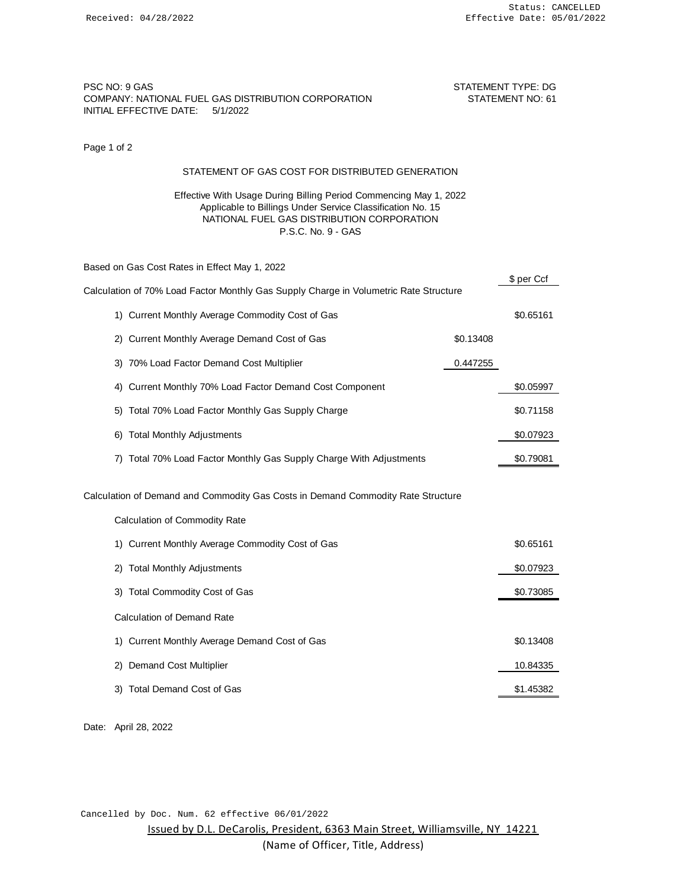Received: 04/28/2022

Status: CANCELLED
Effective Date: 05/01/2022

PSC NO: 9 GAS
COMPANY: NATIONAL FUEL GAS DISTRIBUTION CORPORATION
INITIAL EFFECTIVE DATE: 5/1/2022

STATEMENT TYPE: DG
STATEMENT NO: 61

Page 1 of 2

## STATEMENT OF GAS COST FOR DISTRIBUTED GENERATION

Effective With Usage During Billing Period Commencing May 1, 2022
Applicable to Billings Under Service Classification No. 15
NATIONAL FUEL GAS DISTRIBUTION CORPORATION
P.S.C. No. 9 - GAS

Based on Gas Cost Rates in Effect May 1, 2022

| Calculation of 70% Load Factor Monthly Gas Supply Charge in Volumetric Rate Structure | | $ per Ccf |
|---|---|---|
| 1) Current Monthly Average Commodity Cost of Gas | | $0.65161 |
| 2) Current Monthly Average Demand Cost of Gas | $0.13408 | |
| 3) 70% Load Factor Demand Cost Multiplier | 0.447255 | |
| 4) Current Monthly 70% Load Factor Demand Cost Component | | $0.05997 |
| 5) Total 70% Load Factor Monthly Gas Supply Charge | | $0.71158 |
| 6) Total Monthly Adjustments | | $0.07923 |
| 7) Total 70% Load Factor Monthly Gas Supply Charge With Adjustments | | $0.79081 |

Calculation of Demand and Commodity Gas Costs in Demand Commodity Rate Structure

| Calculation of Commodity Rate | |
|---|---|
| 1) Current Monthly Average Commodity Cost of Gas | $0.65161 |
| 2) Total Monthly Adjustments | $0.07923 |
| 3) Total Commodity Cost of Gas | $0.73085 |

| Calculation of Demand Rate | |
|---|---|
| 1) Current Monthly Average Demand Cost of Gas | $0.13408 |
| 2) Demand Cost Multiplier | 10.84335 |
| 3) Total Demand Cost of Gas | $1.45382 |

Date: April 28, 2022

Cancelled by Doc. Num. 62 effective 06/01/2022

Issued by D.L. DeCarolis, President, 6363 Main Street, Williamsville, NY 14221
(Name of Officer, Title, Address)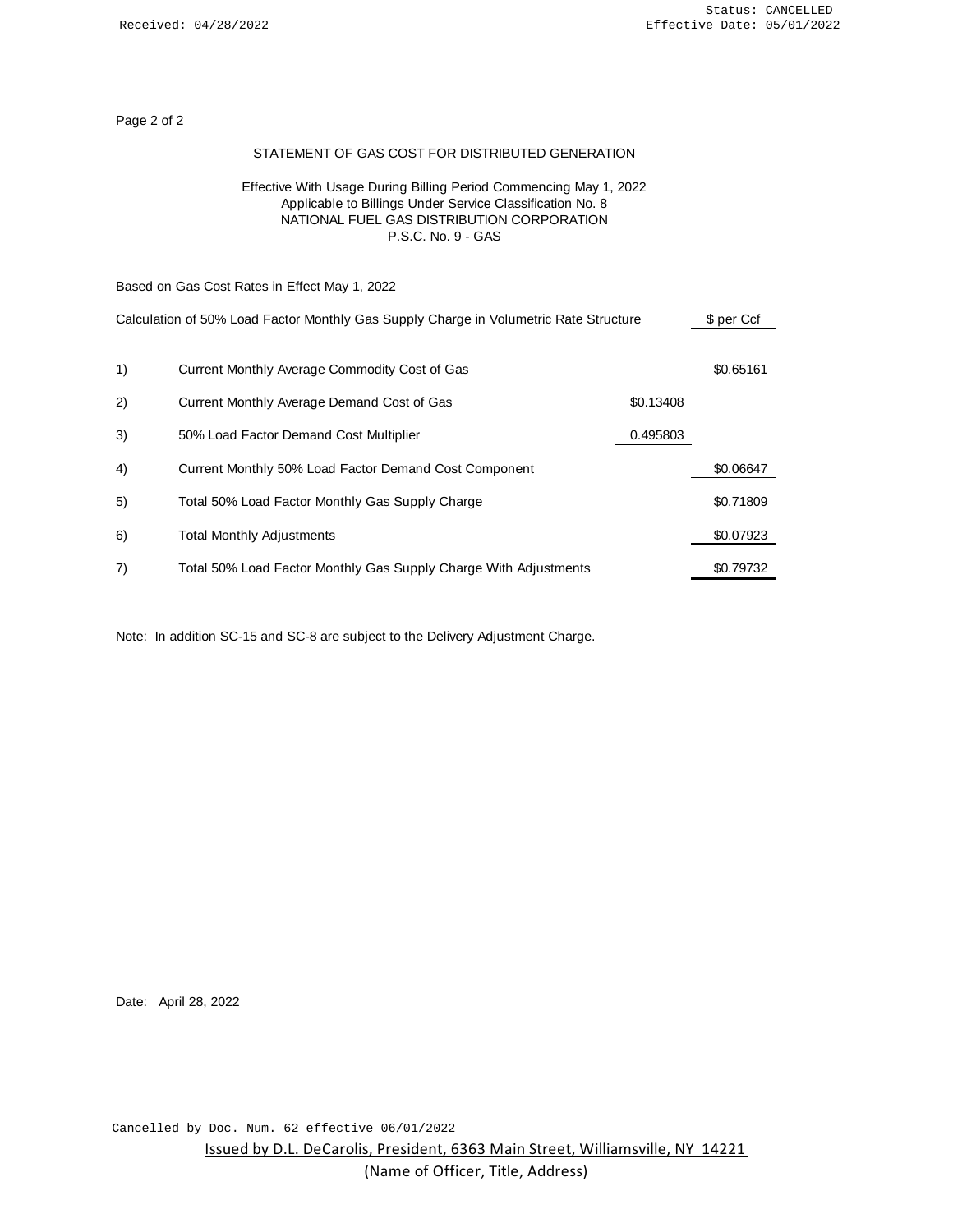# STATEMENT OF GAS COST FOR DISTRIBUTED GENERATION

Effective With Usage During Billing Period Commencing May 1, 2022
Applicable to Billings Under Service Classification No. 8
NATIONAL FUEL GAS DISTRIBUTION CORPORATION
P.S.C. No. 9 - GAS

Based on Gas Cost Rates in Effect May 1, 2022

| | Calculation of 50% Load Factor Monthly Gas Supply Charge in Volumetric Rate Structure | | $ per Ccf |
|---|---|---|---|
| 1) | Current Monthly Average Commodity Cost of Gas | | $0.65161 |
| 2) | Current Monthly Average Demand Cost of Gas | $0.13408 | |
| 3) | 50% Load Factor Demand Cost Multiplier | 0.495803 | |
| 4) | Current Monthly 50% Load Factor Demand Cost Component | | $0.06647 |
| 5) | Total 50% Load Factor Monthly Gas Supply Charge | | $0.71809 |
| 6) | Total Monthly Adjustments | | $0.07923 |
| 7) | Total 50% Load Factor Monthly Gas Supply Charge With Adjustments | | $0.79732 |

Note: In addition SC-15 and SC-8 are subject to the Delivery Adjustment Charge.

Date: April 28, 2022

Cancelled by Doc. Num. 62 effective 06/01/2022

Issued by D.L. DeCarolis, President, 6363 Main Street, Williamsville, NY 14221
(Name of Officer, Title, Address)